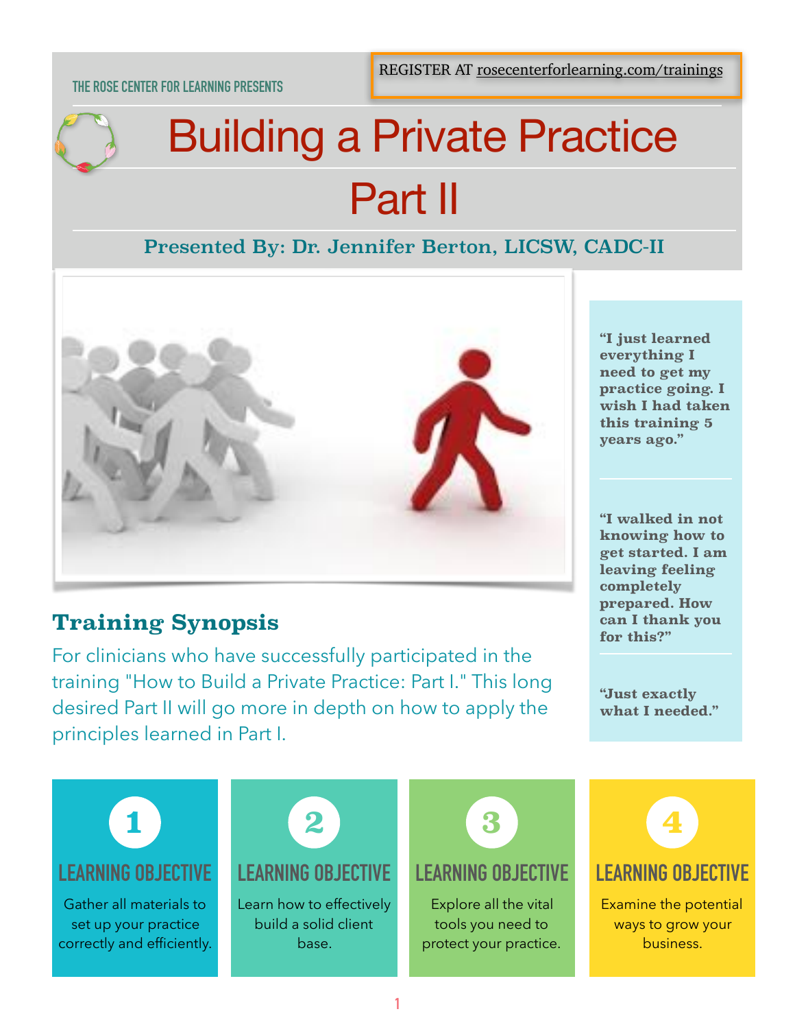THE ROSE CENTER FOR LEARNING PRESENTS

REGISTER AT rosecenterforlearning.com/trainings

# Building a Private Practice Part II

### Presented By: Dr. Jennifer Berton, LICSW, CADC-II

**"I just learned everything I need to get my practice going. I wish I had taken this training 5 years ago."**

**"I walked in not knowing how to get started. I am leaving feeling completely prepared. How can I thank you for this?"**

**"Just exactly what I needed."**

## Training Synopsis

For clinicians who have successfully participated in the training "How to Build a Private Practice: Part I." This long desired Part II will go more in depth on how to apply the principles learned in Part I.

### 1 LEARNING OBJECTIVE

Gather all materials to set up your practice correctly and efficiently.

### 2 LEARNING OBJECTIVE

Learn how to effectively build a solid client base.

### 3 LEARNING OBJECTIVE

Explore all the vital tools you need to protect your practice.

### 4 LEARNING OBJECTIVE

Examine the potential ways to grow your business.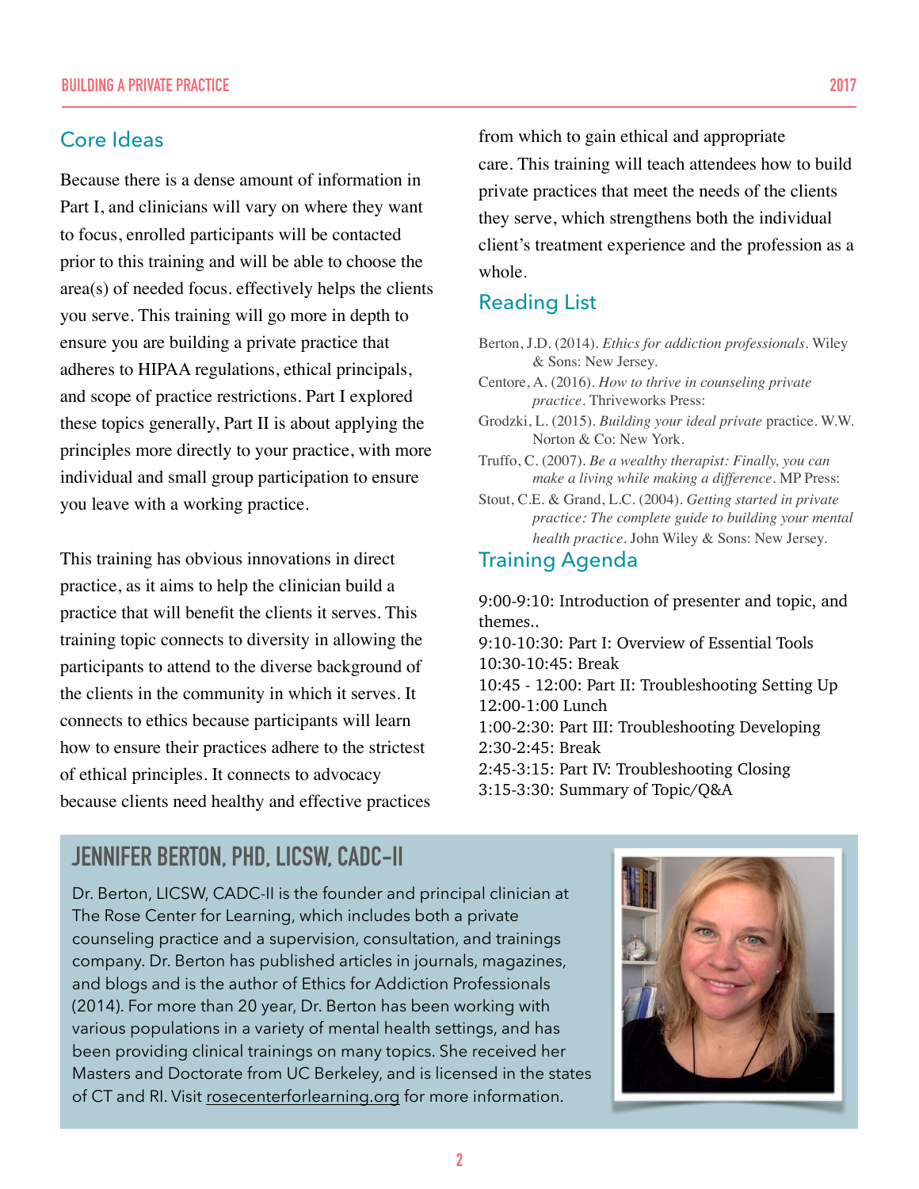## Core Ideas

Because there is a dense amount of information in Part I, and clinicians will vary on where they want to focus, enrolled participants will be contacted prior to this training and will be able to choose the area(s) of needed focus. effectively helps the clients you serve. This training will go more in depth to ensure you are building a private practice that adheres to HIPAA regulations, ethical principals, and scope of practice restrictions. Part I explored these topics generally, Part II is about applying the principles more directly to your practice, with more individual and small group participation to ensure you leave with a working practice.

This training has obvious innovations in direct practice, as it aims to help the clinician build a practice that will benefit the clients it serves. This training topic connects to diversity in allowing the participants to attend to the diverse background of the clients in the community in which it serves. It connects to ethics because participants will learn how to ensure their practices adhere to the strictest of ethical principles. It connects to advocacy because clients need healthy and effective practices from which to gain ethical and appropriate care. This training will teach attendees how to build private practices that meet the needs of the clients they serve, which strengthens both the individual client's treatment experience and the profession as a whole.

## Reading List

Berton, J.D. (2014). *Ethics for addiction professionals*. Wiley & Sons: New Jersey.

Centore, A. (2016). *How to thrive in counseling private practice*. Thriveworks Press:

Grodzki, L. (2015). *Building your ideal private* practice. W.W. Norton & Co: New York.

Truffo, C. (2007). *Be a wealthy therapist: Finally, you can make a living while making a difference*. MP Press:

Stout, C.E. & Grand, L.C. (2004). *Getting started in private practice: The complete guide to building your mental health practice*. John Wiley & Sons: New Jersey.

## Training Agenda

9:00-9:10: Introduction of presenter and topic, and themes..
9:10-10:30: Part I: Overview of Essential Tools
10:30-10:45: Break
10:45 - 12:00: Part II: Troubleshooting Setting Up
12:00-1:00 Lunch
1:00-2:30: Part III: Troubleshooting Developing
2:30-2:45: Break
2:45-3:15: Part IV: Troubleshooting Closing
3:15-3:30: Summary of Topic/Q&A

## JENNIFER BERTON, PHD, LICSW, CADC-II

Dr. Berton, LICSW, CADC-II is the founder and principal clinician at The Rose Center for Learning, which includes both a private counseling practice and a supervision, consultation, and trainings company. Dr. Berton has published articles in journals, magazines, and blogs and is the author of Ethics for Addiction Professionals (2014). For more than 20 year, Dr. Berton has been working with various populations in a variety of mental health settings, and has been providing clinical trainings on many topics. She received her Masters and Doctorate from UC Berkeley, and is licensed in the states of CT and RI. Visit rosecenterforlearning.org for more information.